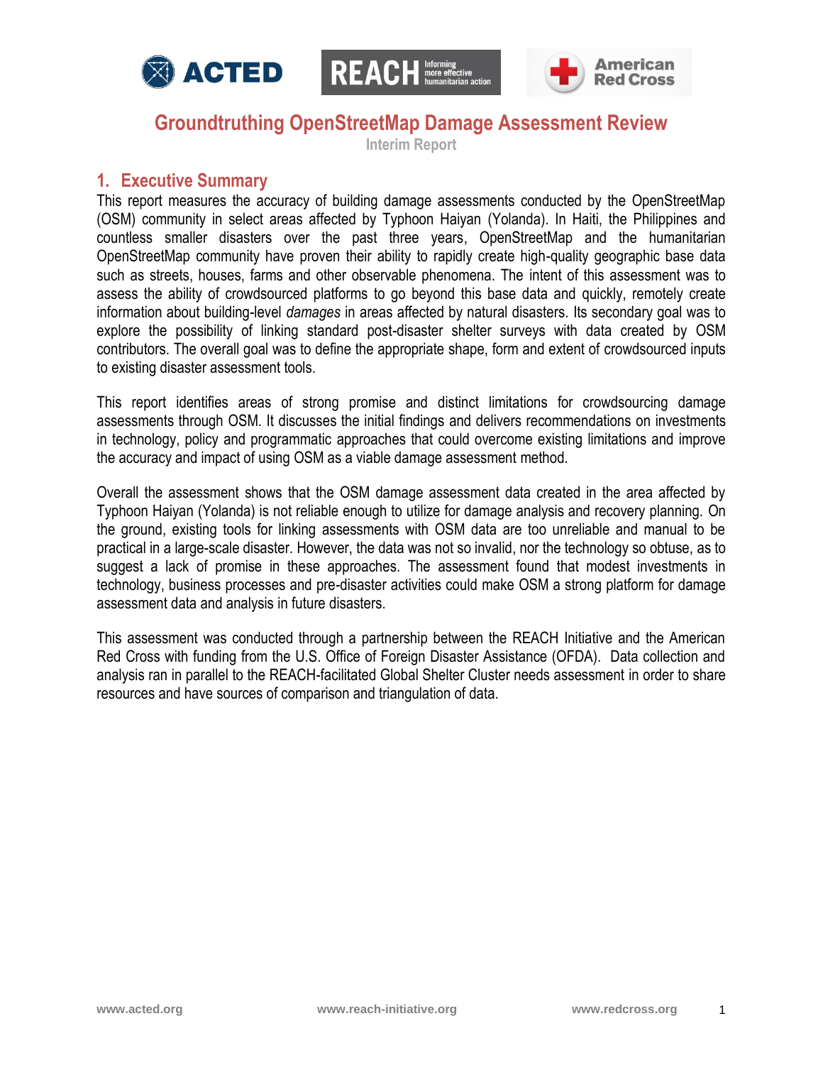# Groundtruthing OpenStreetMap Damage Assessment Review

Interim Report

## 1. Executive Summary

This report measures the accuracy of building damage assessments conducted by the OpenStreetMap (OSM) community in select areas affected by Typhoon Haiyan (Yolanda). In Haiti, the Philippines and countless smaller disasters over the past three years, OpenStreetMap and the humanitarian OpenStreetMap community have proven their ability to rapidly create high-quality geographic base data such as streets, houses, farms and other observable phenomena. The intent of this assessment was to assess the ability of crowdsourced platforms to go beyond this base data and quickly, remotely create information about building-level *damages* in areas affected by natural disasters. Its secondary goal was to explore the possibility of linking standard post-disaster shelter surveys with data created by OSM contributors. The overall goal was to define the appropriate shape, form and extent of crowdsourced inputs to existing disaster assessment tools.

This report identifies areas of strong promise and distinct limitations for crowdsourcing damage assessments through OSM. It discusses the initial findings and delivers recommendations on investments in technology, policy and programmatic approaches that could overcome existing limitations and improve the accuracy and impact of using OSM as a viable damage assessment method.

Overall the assessment shows that the OSM damage assessment data created in the area affected by Typhoon Haiyan (Yolanda) is not reliable enough to utilize for damage analysis and recovery planning. On the ground, existing tools for linking assessments with OSM data are too unreliable and manual to be practical in a large-scale disaster. However, the data was not so invalid, nor the technology so obtuse, as to suggest a lack of promise in these approaches. The assessment found that modest investments in technology, business processes and pre-disaster activities could make OSM a strong platform for damage assessment data and analysis in future disasters.

This assessment was conducted through a partnership between the REACH Initiative and the American Red Cross with funding from the U.S. Office of Foreign Disaster Assistance (OFDA). Data collection and analysis ran in parallel to the REACH-facilitated Global Shelter Cluster needs assessment in order to share resources and have sources of comparison and triangulation of data.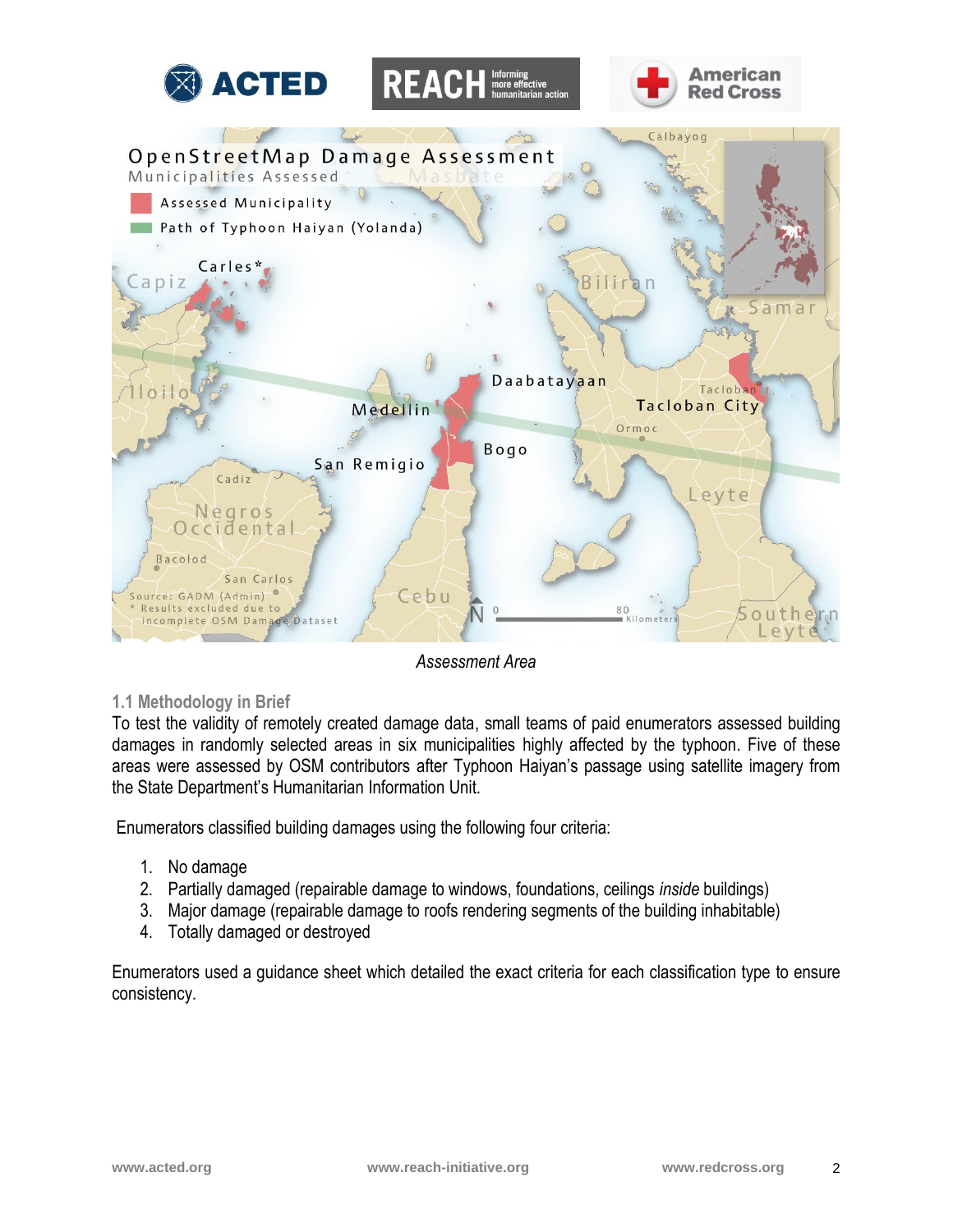*Assessment Area*

### 1.1 Methodology in Brief

To test the validity of remotely created damage data, small teams of paid enumerators assessed building damages in randomly selected areas in six municipalities highly affected by the typhoon. Five of these areas were assessed by OSM contributors after Typhoon Haiyan's passage using satellite imagery from the State Department's Humanitarian Information Unit.

Enumerators classified building damages using the following four criteria:

1. No damage
2. Partially damaged (repairable damage to windows, foundations, ceilings *inside* buildings)
3. Major damage (repairable damage to roofs rendering segments of the building inhabitable)
4. Totally damaged or destroyed

Enumerators used a guidance sheet which detailed the exact criteria for each classification type to ensure consistency.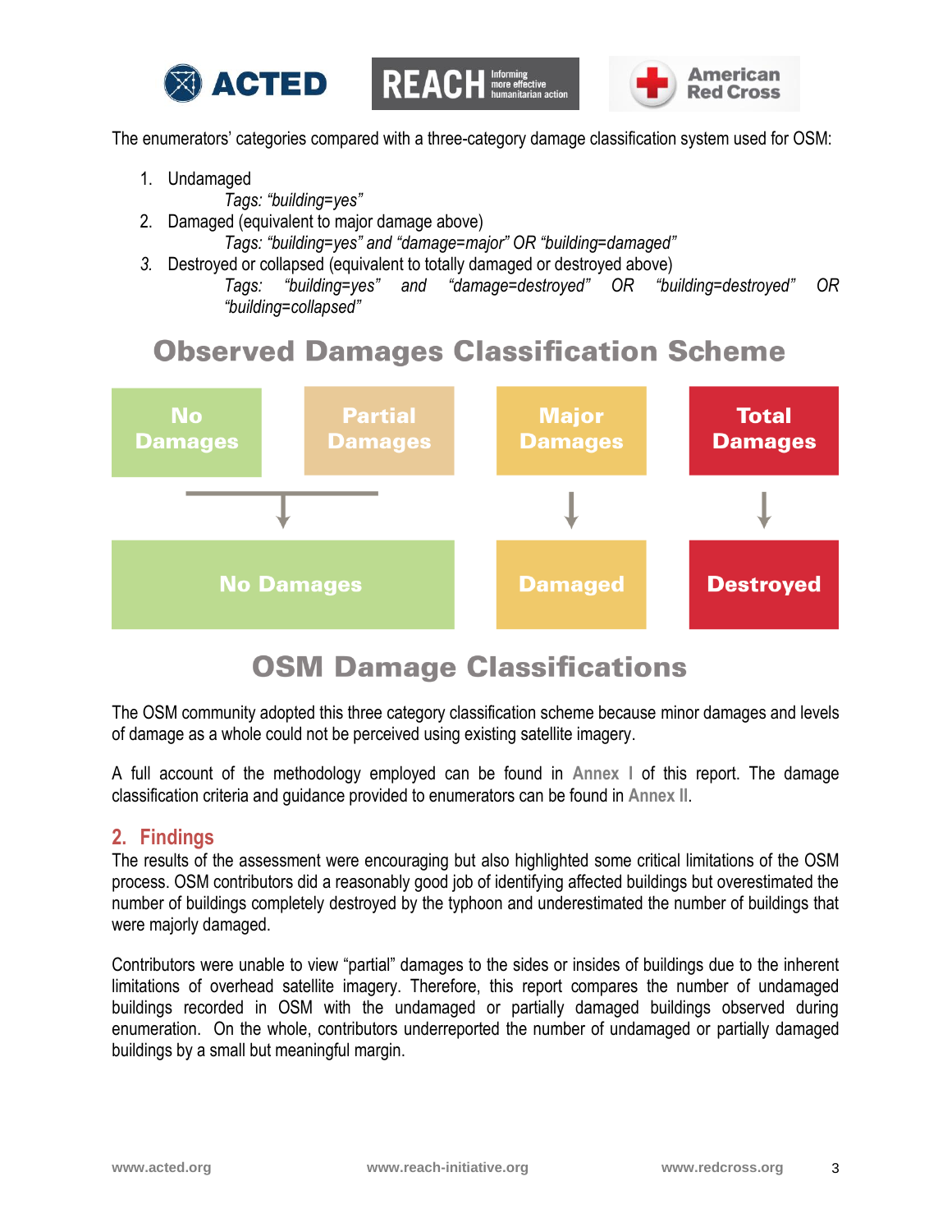The enumerators' categories compared with a three-category damage classification system used for OSM:

1. Undamaged
   *Tags: "building=yes"*
2. Damaged (equivalent to major damage above)
   *Tags: "building=yes" and "damage=major" OR "building=damaged"*
3. Destroyed or collapsed (equivalent to totally damaged or destroyed above)
   *Tags: "building=yes" and "damage=destroyed" OR "building=destroyed" OR "building=collapsed"*

**Observed Damages Classification Scheme**

| No Damages | Partial Damages | Major Damages | Total Damages |
|---|---|---|---|
| No Damages | No Damages | Damaged | Destroyed |

**OSM Damage Classifications**

The OSM community adopted this three category classification scheme because minor damages and levels of damage as a whole could not be perceived using existing satellite imagery.

A full account of the methodology employed can be found in Annex I of this report. The damage classification criteria and guidance provided to enumerators can be found in Annex II.

## 2. Findings

The results of the assessment were encouraging but also highlighted some critical limitations of the OSM process. OSM contributors did a reasonably good job of identifying affected buildings but overestimated the number of buildings completely destroyed by the typhoon and underestimated the number of buildings that were majorly damaged.

Contributors were unable to view "partial" damages to the sides or insides of buildings due to the inherent limitations of overhead satellite imagery. Therefore, this report compares the number of undamaged buildings recorded in OSM with the undamaged or partially damaged buildings observed during enumeration. On the whole, contributors underreported the number of undamaged or partially damaged buildings by a small but meaningful margin.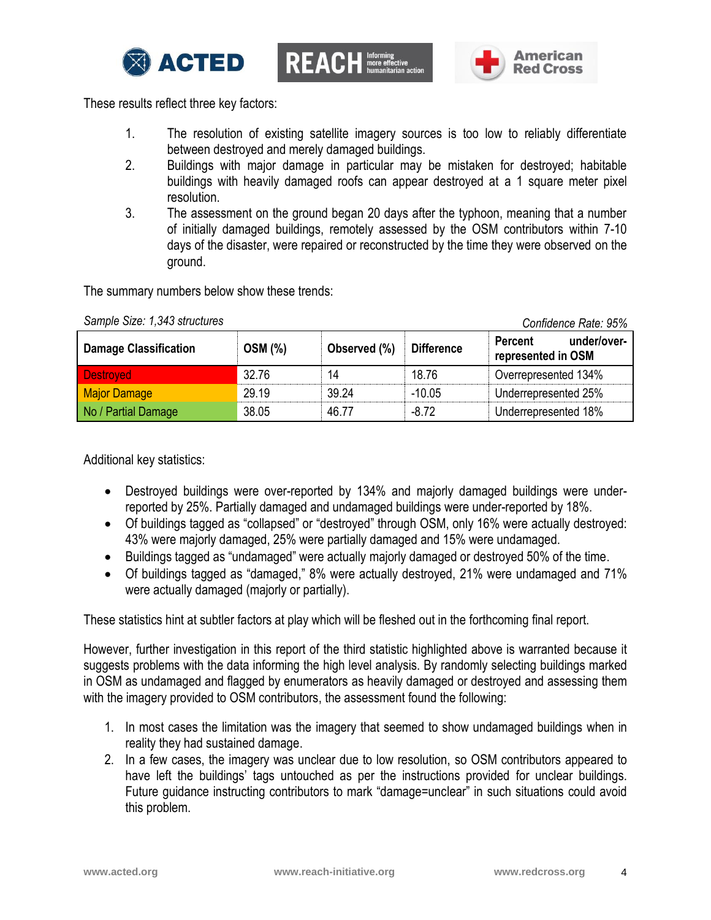These results reflect three key factors:

1. The resolution of existing satellite imagery sources is too low to reliably differentiate between destroyed and merely damaged buildings.
2. Buildings with major damage in particular may be mistaken for destroyed; habitable buildings with heavily damaged roofs can appear destroyed at a 1 square meter pixel resolution.
3. The assessment on the ground began 20 days after the typhoon, meaning that a number of initially damaged buildings, remotely assessed by the OSM contributors within 7-10 days of the disaster, were repaired or reconstructed by the time they were observed on the ground.

The summary numbers below show these trends:

*Sample Size: 1,343 structures* *Confidence Rate: 95%*

| Damage Classification | OSM (%) | Observed (%) | Difference | Percent under/over-represented in OSM |
|---|---|---|---|---|
| Destroyed | 32.76 | 14 | 18.76 | Overrepresented 134% |
| Major Damage | 29.19 | 39.24 | -10.05 | Underrepresented 25% |
| No / Partial Damage | 38.05 | 46.77 | -8.72 | Underrepresented 18% |

Additional key statistics:

- Destroyed buildings were over-reported by 134% and majorly damaged buildings were under-reported by 25%. Partially damaged and undamaged buildings were under-reported by 18%.
- Of buildings tagged as "collapsed" or "destroyed" through OSM, only 16% were actually destroyed: 43% were majorly damaged, 25% were partially damaged and 15% were undamaged.
- Buildings tagged as "undamaged" were actually majorly damaged or destroyed 50% of the time.
- Of buildings tagged as "damaged," 8% were actually destroyed, 21% were undamaged and 71% were actually damaged (majorly or partially).

These statistics hint at subtler factors at play which will be fleshed out in the forthcoming final report.

However, further investigation in this report of the third statistic highlighted above is warranted because it suggests problems with the data informing the high level analysis. By randomly selecting buildings marked in OSM as undamaged and flagged by enumerators as heavily damaged or destroyed and assessing them with the imagery provided to OSM contributors, the assessment found the following:

1. In most cases the limitation was the imagery that seemed to show undamaged buildings when in reality they had sustained damage.
2. In a few cases, the imagery was unclear due to low resolution, so OSM contributors appeared to have left the buildings' tags untouched as per the instructions provided for unclear buildings. Future guidance instructing contributors to mark "damage=unclear" in such situations could avoid this problem.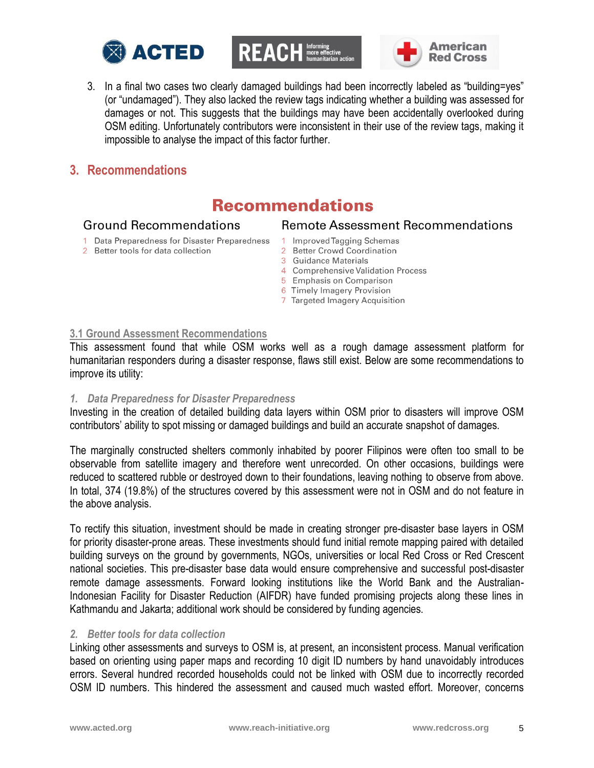3. In a final two cases two clearly damaged buildings had been incorrectly labeled as “building=yes” (or “undamaged”). They also lacked the review tags indicating whether a building was assessed for damages or not. This suggests that the buildings may have been accidentally overlooked during OSM editing. Unfortunately contributors were inconsistent in their use of the review tags, making it impossible to analyse the impact of this factor further.

## 3. Recommendations

### Recommendations

**Ground Recommendations**

1. Data Preparedness for Disaster Preparedness
2. Better tools for data collection

**Remote Assessment Recommendations**

1. Improved Tagging Schemas
2. Better Crowd Coordination
3. Guidance Materials
4. Comprehensive Validation Process
5. Emphasis on Comparison
6. Timely Imagery Provision
7. Targeted Imagery Acquisition

### 3.1 Ground Assessment Recommendations

This assessment found that while OSM works well as a rough damage assessment platform for humanitarian responders during a disaster response, flaws still exist. Below are some recommendations to improve its utility:

*1. Data Preparedness for Disaster Preparedness*

Investing in the creation of detailed building data layers within OSM prior to disasters will improve OSM contributors’ ability to spot missing or damaged buildings and build an accurate snapshot of damages.

The marginally constructed shelters commonly inhabited by poorer Filipinos were often too small to be observable from satellite imagery and therefore went unrecorded. On other occasions, buildings were reduced to scattered rubble or destroyed down to their foundations, leaving nothing to observe from above. In total, 374 (19.8%) of the structures covered by this assessment were not in OSM and do not feature in the above analysis.

To rectify this situation, investment should be made in creating stronger pre-disaster base layers in OSM for priority disaster-prone areas. These investments should fund initial remote mapping paired with detailed building surveys on the ground by governments, NGOs, universities or local Red Cross or Red Crescent national societies. This pre-disaster base data would ensure comprehensive and successful post-disaster remote damage assessments. Forward looking institutions like the World Bank and the Australian-Indonesian Facility for Disaster Reduction (AIFDR) have funded promising projects along these lines in Kathmandu and Jakarta; additional work should be considered by funding agencies.

*2. Better tools for data collection*

Linking other assessments and surveys to OSM is, at present, an inconsistent process. Manual verification based on orienting using paper maps and recording 10 digit ID numbers by hand unavoidably introduces errors. Several hundred recorded households could not be linked with OSM due to incorrectly recorded OSM ID numbers. This hindered the assessment and caused much wasted effort. Moreover, concerns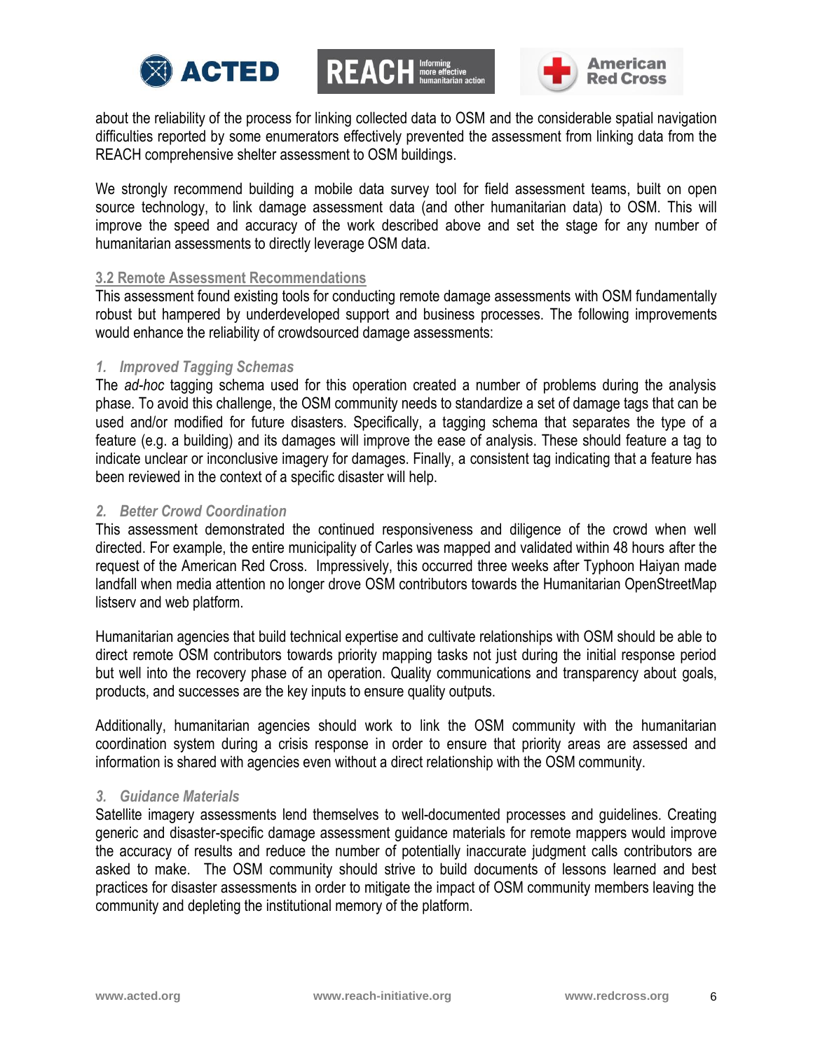about the reliability of the process for linking collected data to OSM and the considerable spatial navigation difficulties reported by some enumerators effectively prevented the assessment from linking data from the REACH comprehensive shelter assessment to OSM buildings.

We strongly recommend building a mobile data survey tool for field assessment teams, built on open source technology, to link damage assessment data (and other humanitarian data) to OSM. This will improve the speed and accuracy of the work described above and set the stage for any number of humanitarian assessments to directly leverage OSM data.

### 3.2 Remote Assessment Recommendations

This assessment found existing tools for conducting remote damage assessments with OSM fundamentally robust but hampered by underdeveloped support and business processes. The following improvements would enhance the reliability of crowdsourced damage assessments:

#### *1. Improved Tagging Schemas*

The *ad-hoc* tagging schema used for this operation created a number of problems during the analysis phase. To avoid this challenge, the OSM community needs to standardize a set of damage tags that can be used and/or modified for future disasters. Specifically, a tagging schema that separates the type of a feature (e.g. a building) and its damages will improve the ease of analysis. These should feature a tag to indicate unclear or inconclusive imagery for damages. Finally, a consistent tag indicating that a feature has been reviewed in the context of a specific disaster will help.

#### *2. Better Crowd Coordination*

This assessment demonstrated the continued responsiveness and diligence of the crowd when well directed. For example, the entire municipality of Carles was mapped and validated within 48 hours after the request of the American Red Cross. Impressively, this occurred three weeks after Typhoon Haiyan made landfall when media attention no longer drove OSM contributors towards the Humanitarian OpenStreetMap listserv and web platform.

Humanitarian agencies that build technical expertise and cultivate relationships with OSM should be able to direct remote OSM contributors towards priority mapping tasks not just during the initial response period but well into the recovery phase of an operation. Quality communications and transparency about goals, products, and successes are the key inputs to ensure quality outputs.

Additionally, humanitarian agencies should work to link the OSM community with the humanitarian coordination system during a crisis response in order to ensure that priority areas are assessed and information is shared with agencies even without a direct relationship with the OSM community.

#### *3. Guidance Materials*

Satellite imagery assessments lend themselves to well-documented processes and guidelines. Creating generic and disaster-specific damage assessment guidance materials for remote mappers would improve the accuracy of results and reduce the number of potentially inaccurate judgment calls contributors are asked to make. The OSM community should strive to build documents of lessons learned and best practices for disaster assessments in order to mitigate the impact of OSM community members leaving the community and depleting the institutional memory of the platform.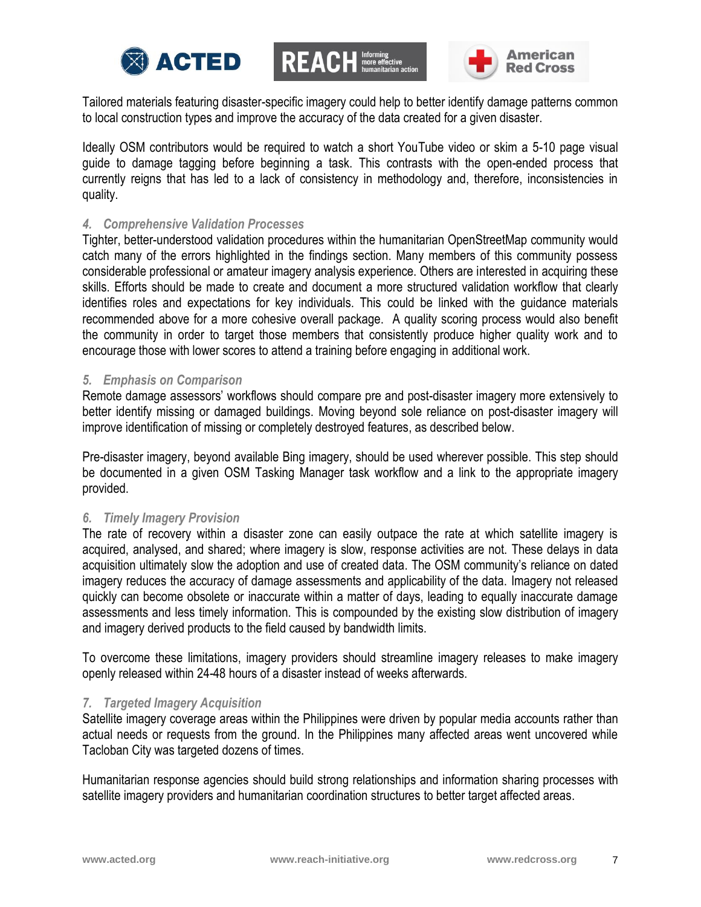Tailored materials featuring disaster-specific imagery could help to better identify damage patterns common to local construction types and improve the accuracy of the data created for a given disaster.

Ideally OSM contributors would be required to watch a short YouTube video or skim a 5-10 page visual guide to damage tagging before beginning a task. This contrasts with the open-ended process that currently reigns that has led to a lack of consistency in methodology and, therefore, inconsistencies in quality.

#### *4. Comprehensive Validation Processes*

Tighter, better-understood validation procedures within the humanitarian OpenStreetMap community would catch many of the errors highlighted in the findings section. Many members of this community possess considerable professional or amateur imagery analysis experience. Others are interested in acquiring these skills. Efforts should be made to create and document a more structured validation workflow that clearly identifies roles and expectations for key individuals. This could be linked with the guidance materials recommended above for a more cohesive overall package. A quality scoring process would also benefit the community in order to target those members that consistently produce higher quality work and to encourage those with lower scores to attend a training before engaging in additional work.

#### *5. Emphasis on Comparison*

Remote damage assessors' workflows should compare pre and post-disaster imagery more extensively to better identify missing or damaged buildings. Moving beyond sole reliance on post-disaster imagery will improve identification of missing or completely destroyed features, as described below.

Pre-disaster imagery, beyond available Bing imagery, should be used wherever possible. This step should be documented in a given OSM Tasking Manager task workflow and a link to the appropriate imagery provided.

#### *6. Timely Imagery Provision*

The rate of recovery within a disaster zone can easily outpace the rate at which satellite imagery is acquired, analysed, and shared; where imagery is slow, response activities are not. These delays in data acquisition ultimately slow the adoption and use of created data. The OSM community's reliance on dated imagery reduces the accuracy of damage assessments and applicability of the data. Imagery not released quickly can become obsolete or inaccurate within a matter of days, leading to equally inaccurate damage assessments and less timely information. This is compounded by the existing slow distribution of imagery and imagery derived products to the field caused by bandwidth limits.

To overcome these limitations, imagery providers should streamline imagery releases to make imagery openly released within 24-48 hours of a disaster instead of weeks afterwards.

#### *7. Targeted Imagery Acquisition*

Satellite imagery coverage areas within the Philippines were driven by popular media accounts rather than actual needs or requests from the ground. In the Philippines many affected areas went uncovered while Tacloban City was targeted dozens of times.

Humanitarian response agencies should build strong relationships and information sharing processes with satellite imagery providers and humanitarian coordination structures to better target affected areas.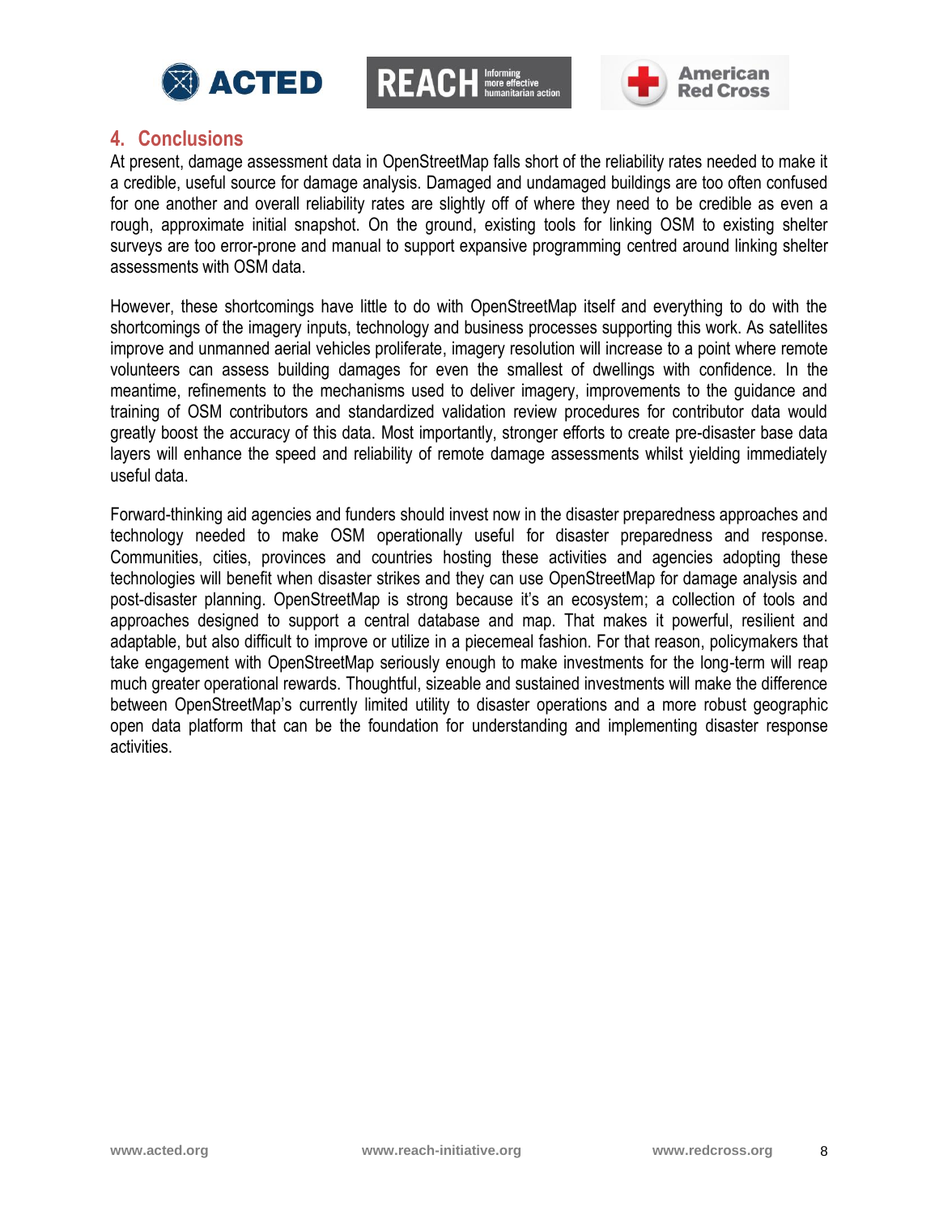## 4. Conclusions

At present, damage assessment data in OpenStreetMap falls short of the reliability rates needed to make it a credible, useful source for damage analysis. Damaged and undamaged buildings are too often confused for one another and overall reliability rates are slightly off of where they need to be credible as even a rough, approximate initial snapshot. On the ground, existing tools for linking OSM to existing shelter surveys are too error-prone and manual to support expansive programming centred around linking shelter assessments with OSM data.

However, these shortcomings have little to do with OpenStreetMap itself and everything to do with the shortcomings of the imagery inputs, technology and business processes supporting this work. As satellites improve and unmanned aerial vehicles proliferate, imagery resolution will increase to a point where remote volunteers can assess building damages for even the smallest of dwellings with confidence. In the meantime, refinements to the mechanisms used to deliver imagery, improvements to the guidance and training of OSM contributors and standardized validation review procedures for contributor data would greatly boost the accuracy of this data. Most importantly, stronger efforts to create pre-disaster base data layers will enhance the speed and reliability of remote damage assessments whilst yielding immediately useful data.

Forward-thinking aid agencies and funders should invest now in the disaster preparedness approaches and technology needed to make OSM operationally useful for disaster preparedness and response. Communities, cities, provinces and countries hosting these activities and agencies adopting these technologies will benefit when disaster strikes and they can use OpenStreetMap for damage analysis and post-disaster planning. OpenStreetMap is strong because it's an ecosystem; a collection of tools and approaches designed to support a central database and map. That makes it powerful, resilient and adaptable, but also difficult to improve or utilize in a piecemeal fashion. For that reason, policymakers that take engagement with OpenStreetMap seriously enough to make investments for the long-term will reap much greater operational rewards. Thoughtful, sizeable and sustained investments will make the difference between OpenStreetMap's currently limited utility to disaster operations and a more robust geographic open data platform that can be the foundation for understanding and implementing disaster response activities.